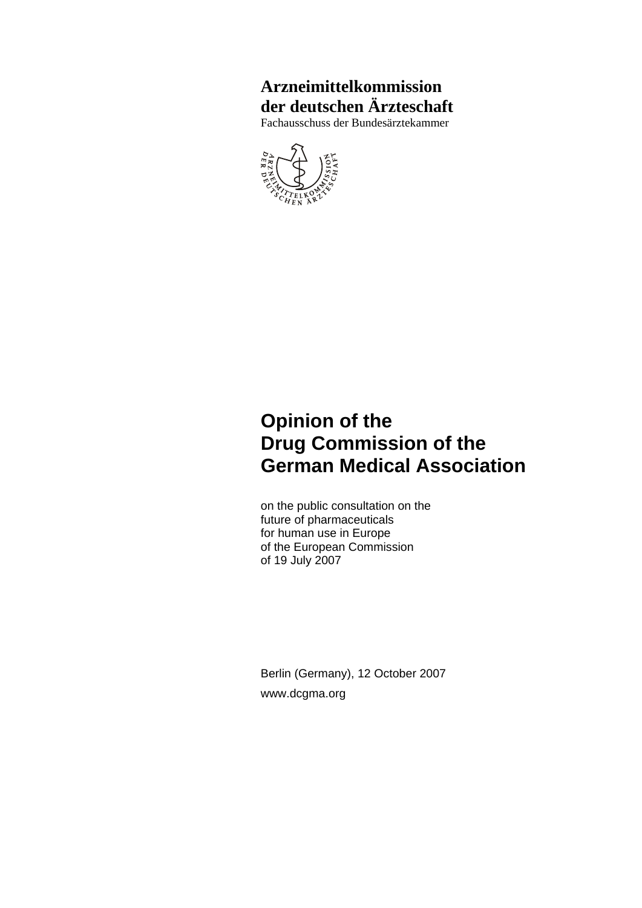**Arzneimittelkommission der deutschen Ärzteschaft**

Fachausschuss der Bundesärztekammer

# Opinion of the Drug Commission of the German Medical Association

on the public consultation on the future of pharmaceuticals for human use in Europe of the European Commission of 19 July 2007

Berlin (Germany), 12 October 2007

www.dcgma.org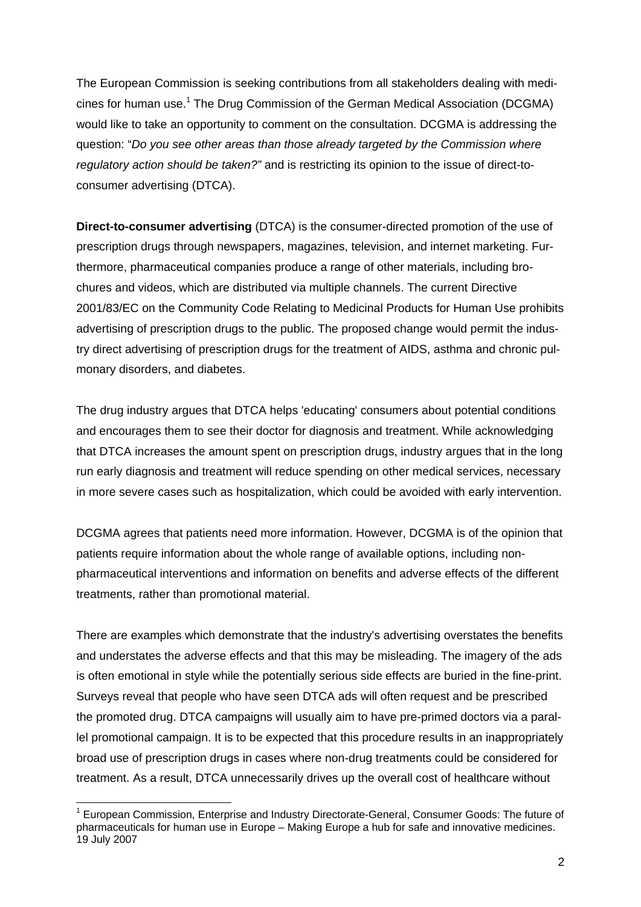The European Commission is seeking contributions from all stakeholders dealing with medicines for human use.[1] The Drug Commission of the German Medical Association (DCGMA) would like to take an opportunity to comment on the consultation. DCGMA is addressing the question: "*Do you see other areas than those already targeted by the Commission where regulatory action should be taken?"* and is restricting its opinion to the issue of direct-to-consumer advertising (DTCA).

**Direct-to-consumer advertising** (DTCA) is the consumer-directed promotion of the use of prescription drugs through newspapers, magazines, television, and internet marketing. Furthermore, pharmaceutical companies produce a range of other materials, including brochures and videos, which are distributed via multiple channels. The current Directive 2001/83/EC on the Community Code Relating to Medicinal Products for Human Use prohibits advertising of prescription drugs to the public. The proposed change would permit the industry direct advertising of prescription drugs for the treatment of AIDS, asthma and chronic pulmonary disorders, and diabetes.

The drug industry argues that DTCA helps 'educating' consumers about potential conditions and encourages them to see their doctor for diagnosis and treatment. While acknowledging that DTCA increases the amount spent on prescription drugs, industry argues that in the long run early diagnosis and treatment will reduce spending on other medical services, necessary in more severe cases such as hospitalization, which could be avoided with early intervention.

DCGMA agrees that patients need more information. However, DCGMA is of the opinion that patients require information about the whole range of available options, including non-pharmaceutical interventions and information on benefits and adverse effects of the different treatments, rather than promotional material.

There are examples which demonstrate that the industry's advertising overstates the benefits and understates the adverse effects and that this may be misleading. The imagery of the ads is often emotional in style while the potentially serious side effects are buried in the fine-print. Surveys reveal that people who have seen DTCA ads will often request and be prescribed the promoted drug. DTCA campaigns will usually aim to have pre-primed doctors via a parallel promotional campaign. It is to be expected that this procedure results in an inappropriately broad use of prescription drugs in cases where non-drug treatments could be considered for treatment. As a result, DTCA unnecessarily drives up the overall cost of healthcare without

[1] European Commission, Enterprise and Industry Directorate-General, Consumer Goods: The future of pharmaceuticals for human use in Europe – Making Europe a hub for safe and innovative medicines. 19 July 2007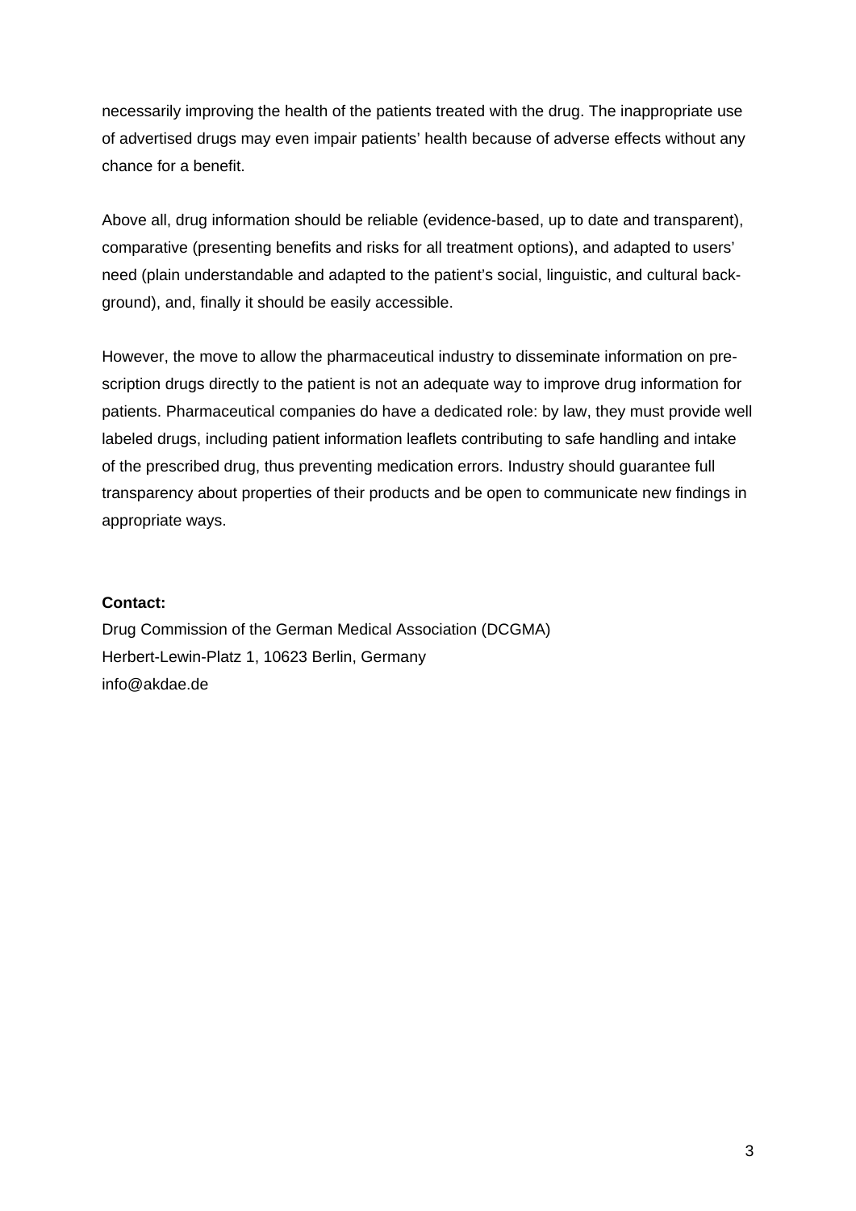necessarily improving the health of the patients treated with the drug. The inappropriate use of advertised drugs may even impair patients' health because of adverse effects without any chance for a benefit.

Above all, drug information should be reliable (evidence-based, up to date and transparent), comparative (presenting benefits and risks for all treatment options), and adapted to users' need (plain understandable and adapted to the patient's social, linguistic, and cultural background), and, finally it should be easily accessible.

However, the move to allow the pharmaceutical industry to disseminate information on prescription drugs directly to the patient is not an adequate way to improve drug information for patients. Pharmaceutical companies do have a dedicated role: by law, they must provide well labeled drugs, including patient information leaflets contributing to safe handling and intake of the prescribed drug, thus preventing medication errors. Industry should guarantee full transparency about properties of their products and be open to communicate new findings in appropriate ways.

**Contact:**
Drug Commission of the German Medical Association (DCGMA)
Herbert-Lewin-Platz 1, 10623 Berlin, Germany
info@akdae.de